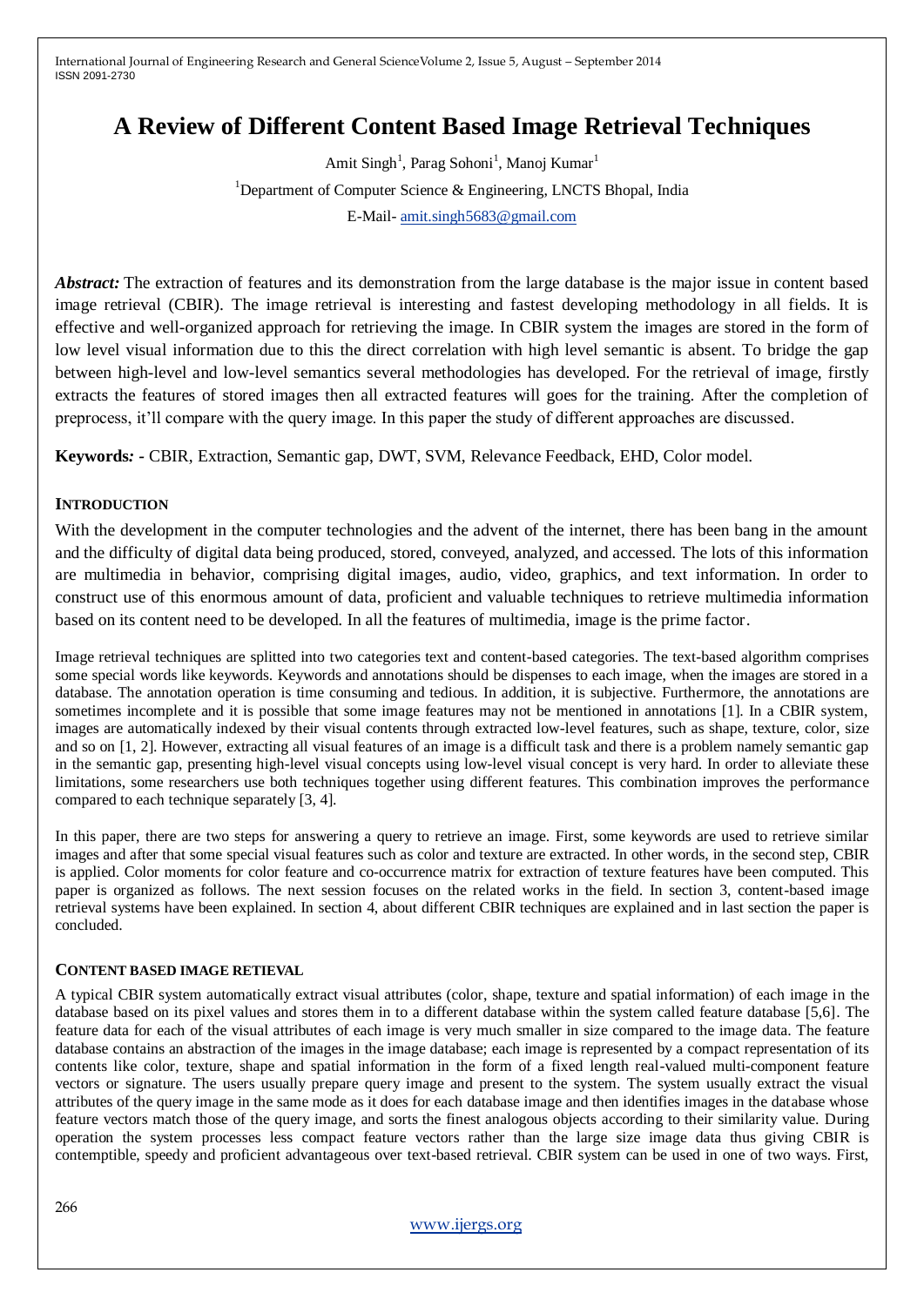# A Review of Different Content Based Image Retrieval Techniques

Amit Singh[1], Parag Sohoni[1], Manoj Kumar[1]

[1]Department of Computer Science & Engineering, LNCTS Bhopal, India

E-Mail- amit.singh5683@gmail.com

***Abstract:*** The extraction of features and its demonstration from the large database is the major issue in content based image retrieval (CBIR). The image retrieval is interesting and fastest developing methodology in all fields. It is effective and well-organized approach for retrieving the image. In CBIR system the images are stored in the form of low level visual information due to this the direct correlation with high level semantic is absent. To bridge the gap between high-level and low-level semantics several methodologies has developed. For the retrieval of image, firstly extracts the features of stored images then all extracted features will goes for the training. After the completion of preprocess, it'll compare with the query image. In this paper the study of different approaches are discussed.

**Keywords*:* -** CBIR, Extraction, Semantic gap, DWT, SVM, Relevance Feedback, EHD, Color model.

## INTRODUCTION

With the development in the computer technologies and the advent of the internet, there has been bang in the amount and the difficulty of digital data being produced, stored, conveyed, analyzed, and accessed. The lots of this information are multimedia in behavior, comprising digital images, audio, video, graphics, and text information. In order to construct use of this enormous amount of data, proficient and valuable techniques to retrieve multimedia information based on its content need to be developed. In all the features of multimedia, image is the prime factor.

Image retrieval techniques are splitted into two categories text and content-based categories. The text-based algorithm comprises some special words like keywords. Keywords and annotations should be dispenses to each image, when the images are stored in a database. The annotation operation is time consuming and tedious. In addition, it is subjective. Furthermore, the annotations are sometimes incomplete and it is possible that some image features may not be mentioned in annotations [1]. In a CBIR system, images are automatically indexed by their visual contents through extracted low-level features, such as shape, texture, color, size and so on [1, 2]. However, extracting all visual features of an image is a difficult task and there is a problem namely semantic gap in the semantic gap, presenting high-level visual concepts using low-level visual concept is very hard. In order to alleviate these limitations, some researchers use both techniques together using different features. This combination improves the performance compared to each technique separately [3, 4].

In this paper, there are two steps for answering a query to retrieve an image. First, some keywords are used to retrieve similar images and after that some special visual features such as color and texture are extracted. In other words, in the second step, CBIR is applied. Color moments for color feature and co-occurrence matrix for extraction of texture features have been computed. This paper is organized as follows. The next session focuses on the related works in the field. In section 3, content-based image retrieval systems have been explained. In section 4, about different CBIR techniques are explained and in last section the paper is concluded.

## CONTENT BASED IMAGE RETIEVAL

A typical CBIR system automatically extract visual attributes (color, shape, texture and spatial information) of each image in the database based on its pixel values and stores them in to a different database within the system called feature database [5,6]. The feature data for each of the visual attributes of each image is very much smaller in size compared to the image data. The feature database contains an abstraction of the images in the image database; each image is represented by a compact representation of its contents like color, texture, shape and spatial information in the form of a fixed length real-valued multi-component feature vectors or signature. The users usually prepare query image and present to the system. The system usually extract the visual attributes of the query image in the same mode as it does for each database image and then identifies images in the database whose feature vectors match those of the query image, and sorts the finest analogous objects according to their similarity value. During operation the system processes less compact feature vectors rather than the large size image data thus giving CBIR is contemptible, speedy and proficient advantageous over text-based retrieval. CBIR system can be used in one of two ways. First,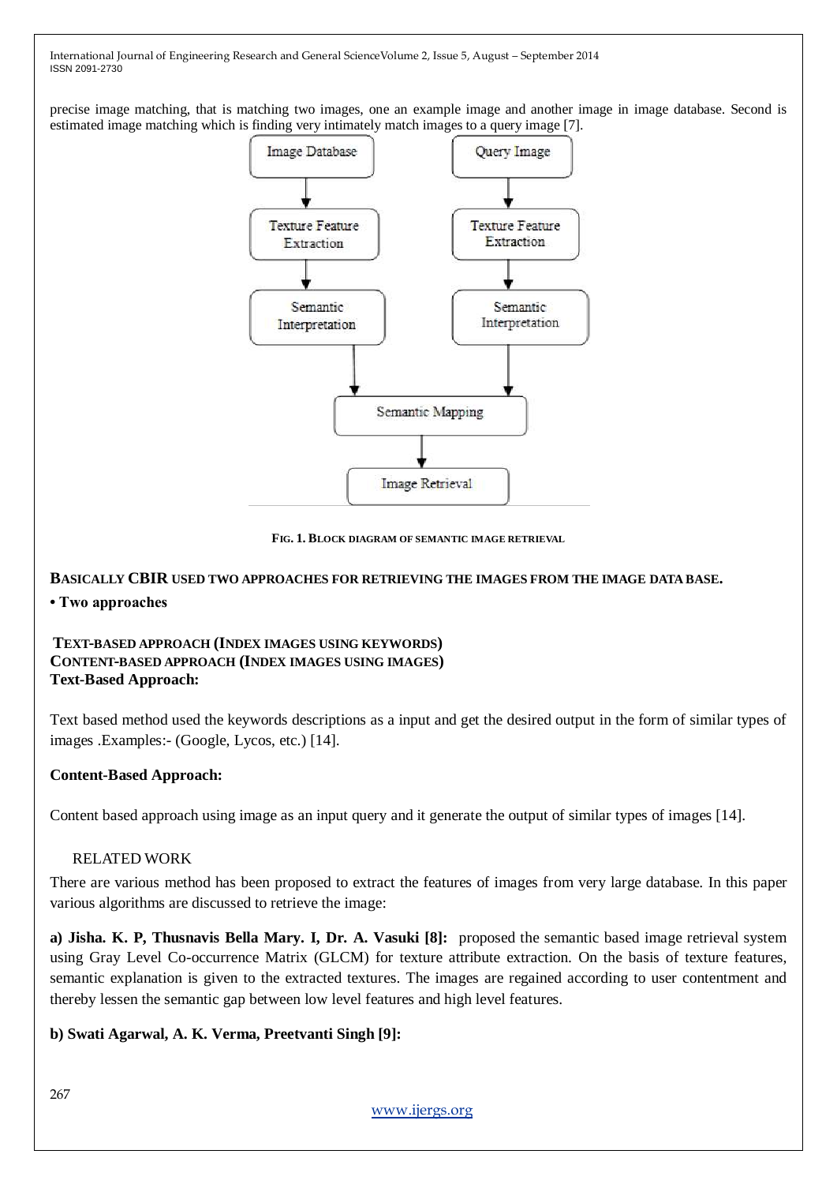precise image matching, that is matching two images, one an example image and another image in image database. Second is estimated image matching which is finding very intimately match images to a query image [7].

FIG. 1. BLOCK DIAGRAM OF SEMANTIC IMAGE RETRIEVAL

**BASICALLY CBIR USED TWO APPROACHES FOR RETRIEVING THE IMAGES FROM THE IMAGE DATA BASE.**

- **Two approaches**

**TEXT-BASED APPROACH (INDEX IMAGES USING KEYWORDS)**
**CONTENT-BASED APPROACH (INDEX IMAGES USING IMAGES)**

**Text-Based Approach:**

Text based method used the keywords descriptions as a input and get the desired output in the form of similar types of images .Examples:- (Google, Lycos, etc.) [14].

**Content-Based Approach:**

Content based approach using image as an input query and it generate the output of similar types of images [14].

## RELATED WORK

There are various method has been proposed to extract the features of images from very large database. In this paper various algorithms are discussed to retrieve the image:

**a) Jisha. K. P, Thusnavis Bella Mary. I, Dr. A. Vasuki [8]:** proposed the semantic based image retrieval system using Gray Level Co-occurrence Matrix (GLCM) for texture attribute extraction. On the basis of texture features, semantic explanation is given to the extracted textures. The images are regained according to user contentment and thereby lessen the semantic gap between low level features and high level features.

**b) Swati Agarwal, A. K. Verma, Preetvanti Singh [9]:**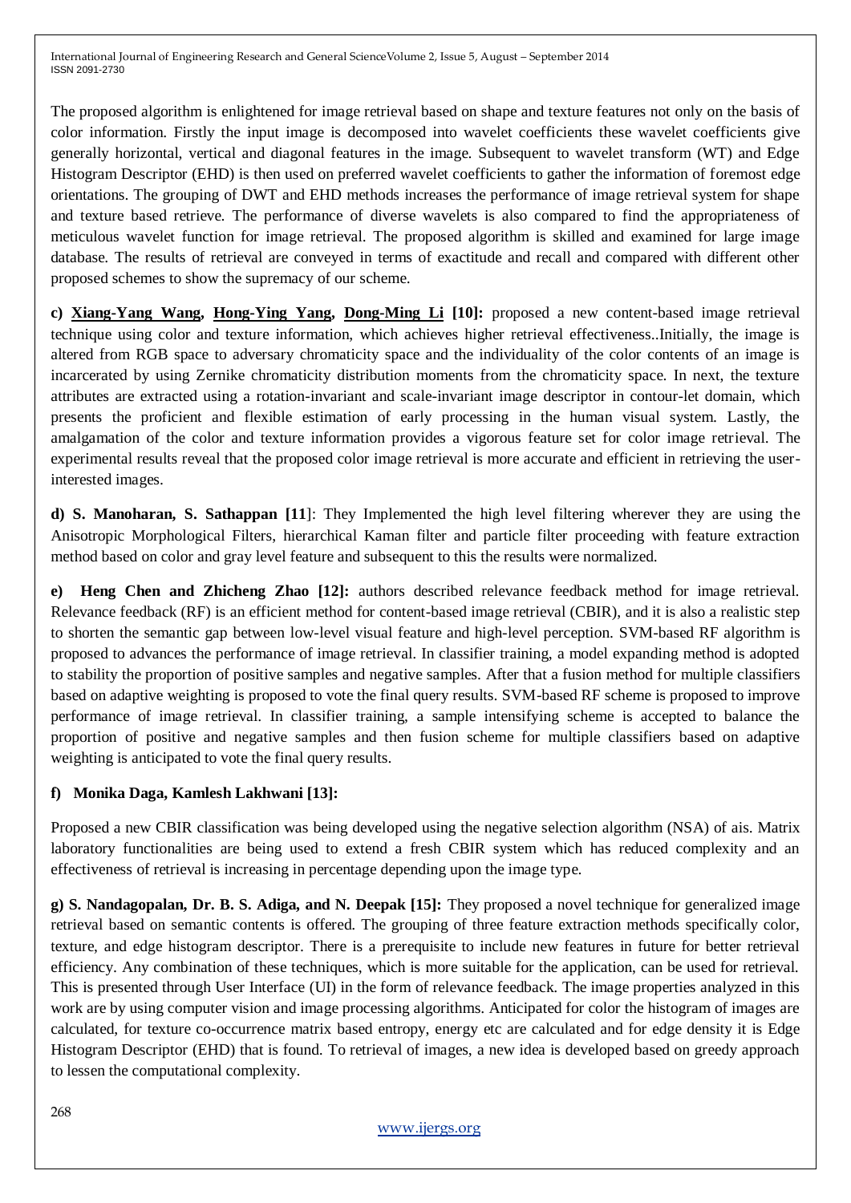The proposed algorithm is enlightened for image retrieval based on shape and texture features not only on the basis of color information. Firstly the input image is decomposed into wavelet coefficients these wavelet coefficients give generally horizontal, vertical and diagonal features in the image. Subsequent to wavelet transform (WT) and Edge Histogram Descriptor (EHD) is then used on preferred wavelet coefficients to gather the information of foremost edge orientations. The grouping of DWT and EHD methods increases the performance of image retrieval system for shape and texture based retrieve. The performance of diverse wavelets is also compared to find the appropriateness of meticulous wavelet function for image retrieval. The proposed algorithm is skilled and examined for large image database. The results of retrieval are conveyed in terms of exactitude and recall and compared with different other proposed schemes to show the supremacy of our scheme.

**c) Xiang-Yang Wang, Hong-Ying Yang, Dong-Ming Li [10]:** proposed a new content-based image retrieval technique using color and texture information, which achieves higher retrieval effectiveness..Initially, the image is altered from RGB space to adversary chromaticity space and the individuality of the color contents of an image is incarcerated by using Zernike chromaticity distribution moments from the chromaticity space. In next, the texture attributes are extracted using a rotation-invariant and scale-invariant image descriptor in contour-let domain, which presents the proficient and flexible estimation of early processing in the human visual system. Lastly, the amalgamation of the color and texture information provides a vigorous feature set for color image retrieval. The experimental results reveal that the proposed color image retrieval is more accurate and efficient in retrieving the user-interested images.

**d) S. Manoharan, S. Sathappan [11]**: They Implemented the high level filtering wherever they are using the Anisotropic Morphological Filters, hierarchical Kaman filter and particle filter proceeding with feature extraction method based on color and gray level feature and subsequent to this the results were normalized.

**e) Heng Chen and Zhicheng Zhao [12]:** authors described relevance feedback method for image retrieval. Relevance feedback (RF) is an efficient method for content-based image retrieval (CBIR), and it is also a realistic step to shorten the semantic gap between low-level visual feature and high-level perception. SVM-based RF algorithm is proposed to advances the performance of image retrieval. In classifier training, a model expanding method is adopted to stability the proportion of positive samples and negative samples. After that a fusion method for multiple classifiers based on adaptive weighting is proposed to vote the final query results. SVM-based RF scheme is proposed to improve performance of image retrieval. In classifier training, a sample intensifying scheme is accepted to balance the proportion of positive and negative samples and then fusion scheme for multiple classifiers based on adaptive weighting is anticipated to vote the final query results.

**f) Monika Daga, Kamlesh Lakhwani [13]:**

Proposed a new CBIR classification was being developed using the negative selection algorithm (NSA) of ais. Matrix laboratory functionalities are being used to extend a fresh CBIR system which has reduced complexity and an effectiveness of retrieval is increasing in percentage depending upon the image type.

**g) S. Nandagopalan, Dr. B. S. Adiga, and N. Deepak [15]:** They proposed a novel technique for generalized image retrieval based on semantic contents is offered. The grouping of three feature extraction methods specifically color, texture, and edge histogram descriptor. There is a prerequisite to include new features in future for better retrieval efficiency. Any combination of these techniques, which is more suitable for the application, can be used for retrieval. This is presented through User Interface (UI) in the form of relevance feedback. The image properties analyzed in this work are by using computer vision and image processing algorithms. Anticipated for color the histogram of images are calculated, for texture co-occurrence matrix based entropy, energy etc are calculated and for edge density it is Edge Histogram Descriptor (EHD) that is found. To retrieval of images, a new idea is developed based on greedy approach to lessen the computational complexity.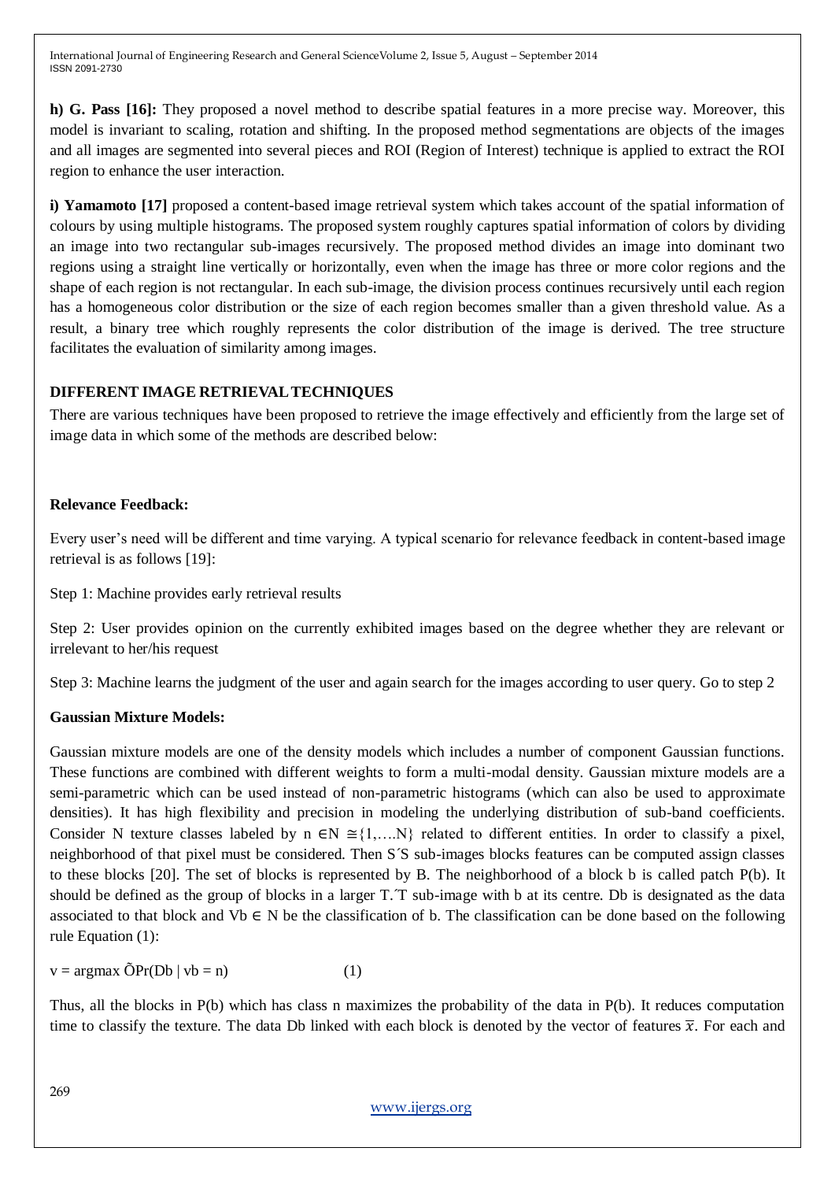**h) G. Pass [16]:** They proposed a novel method to describe spatial features in a more precise way. Moreover, this model is invariant to scaling, rotation and shifting. In the proposed method segmentations are objects of the images and all images are segmented into several pieces and ROI (Region of Interest) technique is applied to extract the ROI region to enhance the user interaction.

**i) Yamamoto [17]** proposed a content-based image retrieval system which takes account of the spatial information of colours by using multiple histograms. The proposed system roughly captures spatial information of colors by dividing an image into two rectangular sub-images recursively. The proposed method divides an image into dominant two regions using a straight line vertically or horizontally, even when the image has three or more color regions and the shape of each region is not rectangular. In each sub-image, the division process continues recursively until each region has a homogeneous color distribution or the size of each region becomes smaller than a given threshold value. As a result, a binary tree which roughly represents the color distribution of the image is derived. The tree structure facilitates the evaluation of similarity among images.

## DIFFERENT IMAGE RETRIEVAL TECHNIQUES

There are various techniques have been proposed to retrieve the image effectively and efficiently from the large set of image data in which some of the methods are described below:

### Relevance Feedback:

Every user's need will be different and time varying. A typical scenario for relevance feedback in content-based image retrieval is as follows [19]:

Step 1: Machine provides early retrieval results

Step 2: User provides opinion on the currently exhibited images based on the degree whether they are relevant or irrelevant to her/his request

Step 3: Machine learns the judgment of the user and again search for the images according to user query. Go to step 2

### Gaussian Mixture Models:

Gaussian mixture models are one of the density models which includes a number of component Gaussian functions. These functions are combined with different weights to form a multi-modal density. Gaussian mixture models are a semi-parametric which can be used instead of non-parametric histograms (which can also be used to approximate densities). It has high flexibility and precision in modeling the underlying distribution of sub-band coefficients. Consider N texture classes labeled by $n \in N \cong \{1,\ldots.N\}$ related to different entities. In order to classify a pixel, neighborhood of that pixel must be considered. Then S´S sub-images blocks features can be computed assign classes to these blocks [20]. The set of blocks is represented by B. The neighborhood of a block b is called patch P(b). It should be defined as the group of blocks in a larger T.´T sub-image with b at its centre. Db is designated as the data associated to that block and $Vb \in N$ be the classification of b. The classification can be done based on the following rule Equation (1):

$$v = \operatorname{argmax} \tilde{O}Pr(Db \mid vb = n) \qquad (1)$$

Thus, all the blocks in P(b) which has class n maximizes the probability of the data in P(b). It reduces computation time to classify the texture. The data Db linked with each block is denoted by the vector of features $\bar{x}$. For each and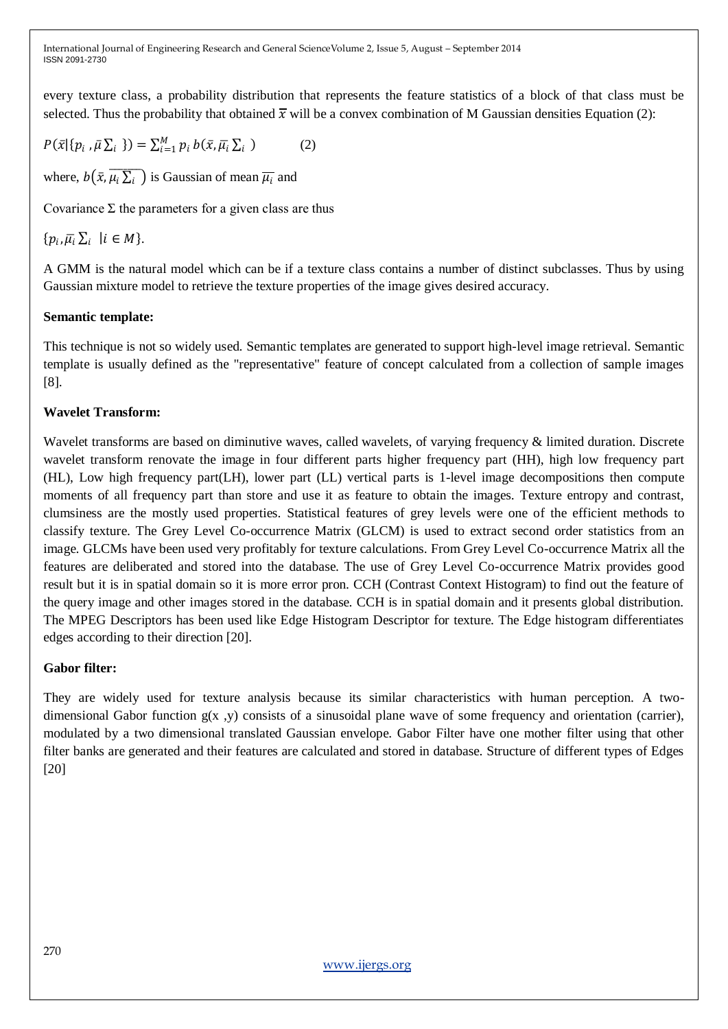every texture class, a probability distribution that represents the feature statistics of a block of that class must be selected. Thus the probability that obtained $\bar{x}$ will be a convex combination of M Gaussian densities Equation (2):

$$P(\bar{x}|\{p_i , \bar{\mu}\Sigma_i \}) = \sum_{i=1}^{M} p_i \, b(\bar{x}, \bar{\mu_i} \Sigma_i ) \qquad (2)$$

where, $b(\bar{x}, \overline{\mu_i \Sigma_i})$ is Gaussian of mean $\overline{\mu_i}$ and

Covariance $\Sigma$ the parameters for a given class are thus

$\{p_i, \overline{\mu_i} \Sigma_i \; | i \in M\}$.

A GMM is the natural model which can be if a texture class contains a number of distinct subclasses. Thus by using Gaussian mixture model to retrieve the texture properties of the image gives desired accuracy.

**Semantic template:**

This technique is not so widely used. Semantic templates are generated to support high-level image retrieval. Semantic template is usually defined as the "representative" feature of concept calculated from a collection of sample images [8].

**Wavelet Transform:**

Wavelet transforms are based on diminutive waves, called wavelets, of varying frequency & limited duration. Discrete wavelet transform renovate the image in four different parts higher frequency part (HH), high low frequency part (HL), Low high frequency part(LH), lower part (LL) vertical parts is 1-level image decompositions then compute moments of all frequency part than store and use it as feature to obtain the images. Texture entropy and contrast, clumsiness are the mostly used properties. Statistical features of grey levels were one of the efficient methods to classify texture. The Grey Level Co-occurrence Matrix (GLCM) is used to extract second order statistics from an image. GLCMs have been used very profitably for texture calculations. From Grey Level Co-occurrence Matrix all the features are deliberated and stored into the database. The use of Grey Level Co-occurrence Matrix provides good result but it is in spatial domain so it is more error pron. CCH (Contrast Context Histogram) to find out the feature of the query image and other images stored in the database. CCH is in spatial domain and it presents global distribution. The MPEG Descriptors has been used like Edge Histogram Descriptor for texture. The Edge histogram differentiates edges according to their direction [20].

**Gabor filter:**

They are widely used for texture analysis because its similar characteristics with human perception. A two-dimensional Gabor function g(x ,y) consists of a sinusoidal plane wave of some frequency and orientation (carrier), modulated by a two dimensional translated Gaussian envelope. Gabor Filter have one mother filter using that other filter banks are generated and their features are calculated and stored in database. Structure of different types of Edges [20]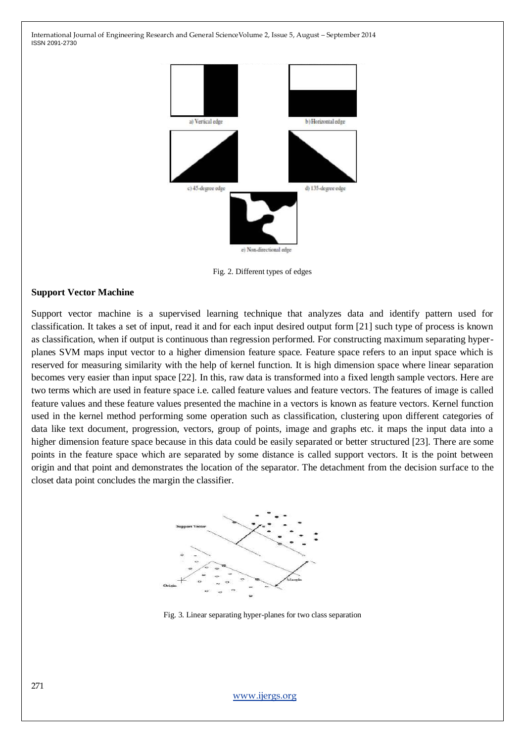a) Vertical edge

b) Horizontal edge

c) 45-degree edge

d) 135-degree edge

e) Non-directional edge

Fig. 2. Different types of edges

**Support Vector Machine**

Support vector machine is a supervised learning technique that analyzes data and identify pattern used for classification. It takes a set of input, read it and for each input desired output form [21] such type of process is known as classification, when if output is continuous than regression performed. For constructing maximum separating hyper-planes SVM maps input vector to a higher dimension feature space. Feature space refers to an input space which is reserved for measuring similarity with the help of kernel function. It is high dimension space where linear separation becomes very easier than input space [22]. In this, raw data is transformed into a fixed length sample vectors. Here are two terms which are used in feature space i.e. called feature values and feature vectors. The features of image is called feature values and these feature values presented the machine in a vectors is known as feature vectors. Kernel function used in the kernel method performing some operation such as classification, clustering upon different categories of data like text document, progression, vectors, group of points, image and graphs etc. it maps the input data into a higher dimension feature space because in this data could be easily separated or better structured [23]. There are some points in the feature space which are separated by some distance is called support vectors. It is the point between origin and that point and demonstrates the location of the separator. The detachment from the decision surface to the closet data point concludes the margin the classifier.

Fig. 3. Linear separating hyper-planes for two class separation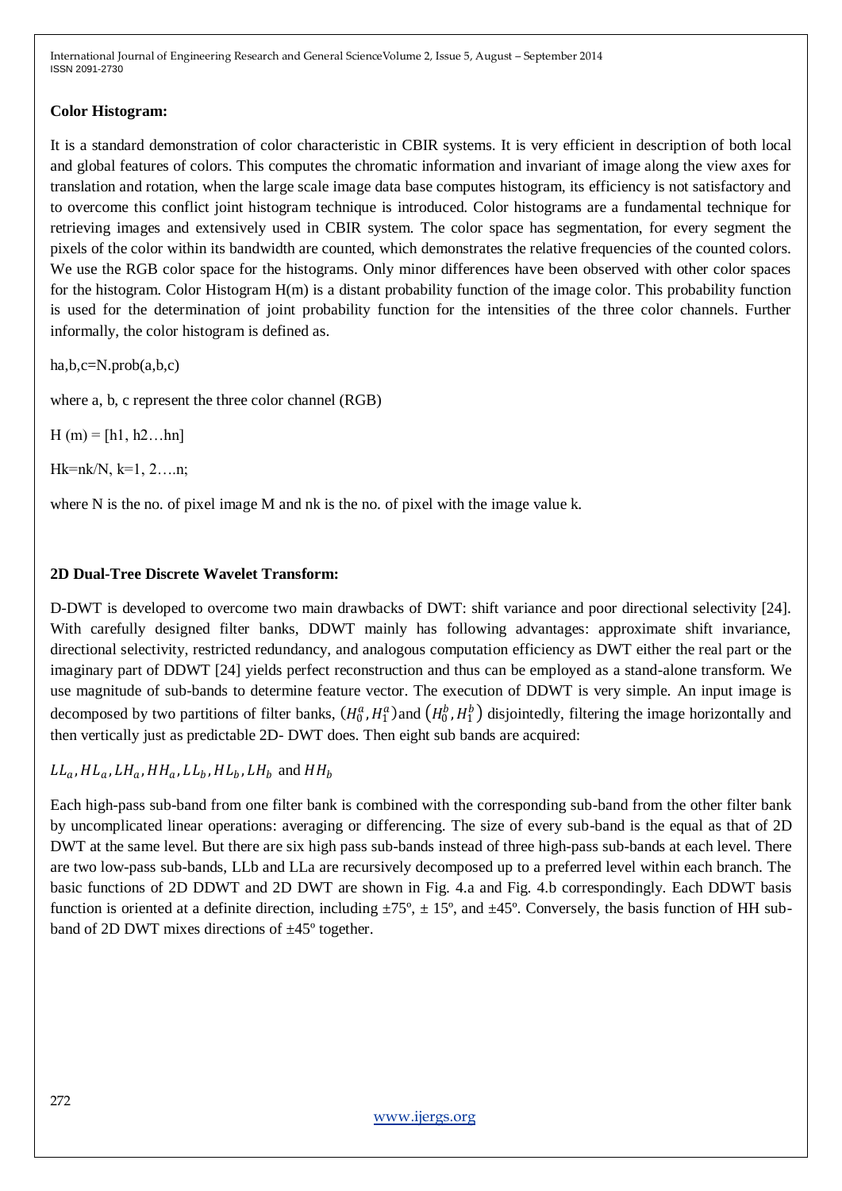**Color Histogram:**

It is a standard demonstration of color characteristic in CBIR systems. It is very efficient in description of both local and global features of colors. This computes the chromatic information and invariant of image along the view axes for translation and rotation, when the large scale image data base computes histogram, its efficiency is not satisfactory and to overcome this conflict joint histogram technique is introduced. Color histograms are a fundamental technique for retrieving images and extensively used in CBIR system. The color space has segmentation, for every segment the pixels of the color within its bandwidth are counted, which demonstrates the relative frequencies of the counted colors. We use the RGB color space for the histograms. Only minor differences have been observed with other color spaces for the histogram. Color Histogram H(m) is a distant probability function of the image color. This probability function is used for the determination of joint probability function for the intensities of the three color channels. Further informally, the color histogram is defined as.

ha,b,c=N.prob(a,b,c)

where a, b, c represent the three color channel (RGB)

H (m) = [h1, h2…hn]

Hk=nk/N, k=1, 2….n;

where N is the no. of pixel image M and nk is the no. of pixel with the image value k.

**2D Dual-Tree Discrete Wavelet Transform:**

D-DWT is developed to overcome two main drawbacks of DWT: shift variance and poor directional selectivity [24]. With carefully designed filter banks, DDWT mainly has following advantages: approximate shift invariance, directional selectivity, restricted redundancy, and analogous computation efficiency as DWT either the real part or the imaginary part of DDWT [24] yields perfect reconstruction and thus can be employed as a stand-alone transform. We use magnitude of sub-bands to determine feature vector. The execution of DDWT is very simple. An input image is decomposed by two partitions of filter banks, $(H_0^a, H_1^a)$ and $(H_0^b, H_1^b)$ disjointedly, filtering the image horizontally and then vertically just as predictable 2D- DWT does. Then eight sub bands are acquired:

$LL_a, HL_a, LH_a, HH_a, LL_b, HL_b, LH_b$ and $HH_b$

Each high-pass sub-band from one filter bank is combined with the corresponding sub-band from the other filter bank by uncomplicated linear operations: averaging or differencing. The size of every sub-band is the equal as that of 2D DWT at the same level. But there are six high pass sub-bands instead of three high-pass sub-bands at each level. There are two low-pass sub-bands, LLb and LLa are recursively decomposed up to a preferred level within each branch. The basic functions of 2D DDWT and 2D DWT are shown in Fig. 4.a and Fig. 4.b correspondingly. Each DDWT basis function is oriented at a definite direction, including ±75º, ± 15º, and ±45º. Conversely, the basis function of HH sub-band of 2D DWT mixes directions of ±45º together.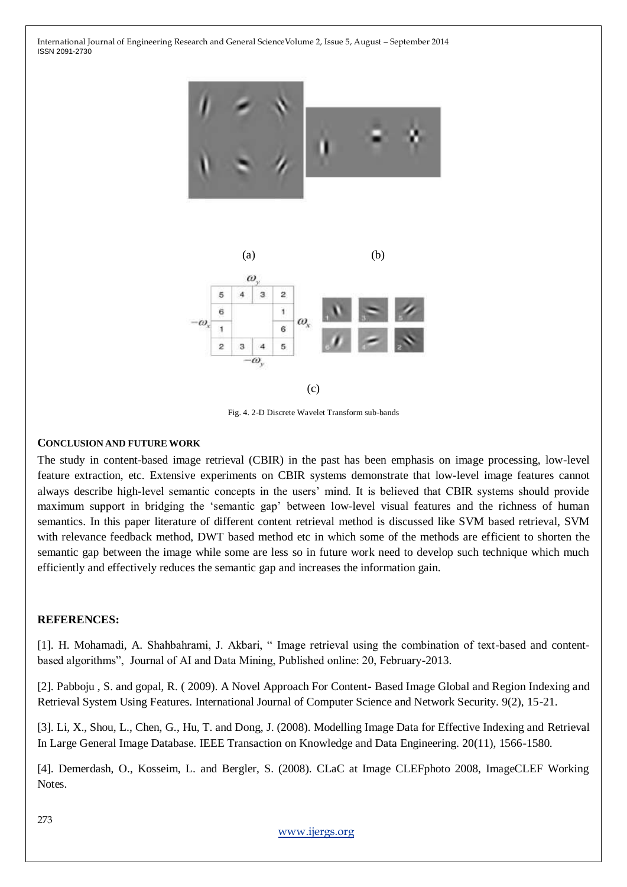(a) (b)

(c)

Fig. 4. 2-D Discrete Wavelet Transform sub-bands

## CONCLUSION AND FUTURE WORK

The study in content-based image retrieval (CBIR) in the past has been emphasis on image processing, low-level feature extraction, etc. Extensive experiments on CBIR systems demonstrate that low-level image features cannot always describe high-level semantic concepts in the users' mind. It is believed that CBIR systems should provide maximum support in bridging the 'semantic gap' between low-level visual features and the richness of human semantics. In this paper literature of different content retrieval method is discussed like SVM based retrieval, SVM with relevance feedback method, DWT based method etc in which some of the methods are efficient to shorten the semantic gap between the image while some are less so in future work need to develop such technique which much efficiently and effectively reduces the semantic gap and increases the information gain.

## REFERENCES:

[1]. H. Mohamadi, A. Shahbahrami, J. Akbari, " Image retrieval using the combination of text-based and content-based algorithms", Journal of AI and Data Mining, Published online: 20, February-2013.

[2]. Pabboju , S. and gopal, R. ( 2009). A Novel Approach For Content- Based Image Global and Region Indexing and Retrieval System Using Features. International Journal of Computer Science and Network Security. 9(2), 15-21.

[3]. Li, X., Shou, L., Chen, G., Hu, T. and Dong, J. (2008). Modelling Image Data for Effective Indexing and Retrieval In Large General Image Database. IEEE Transaction on Knowledge and Data Engineering. 20(11), 1566-1580.

[4]. Demerdash, O., Kosseim, L. and Bergler, S. (2008). CLaC at Image CLEFphoto 2008, ImageCLEF Working Notes.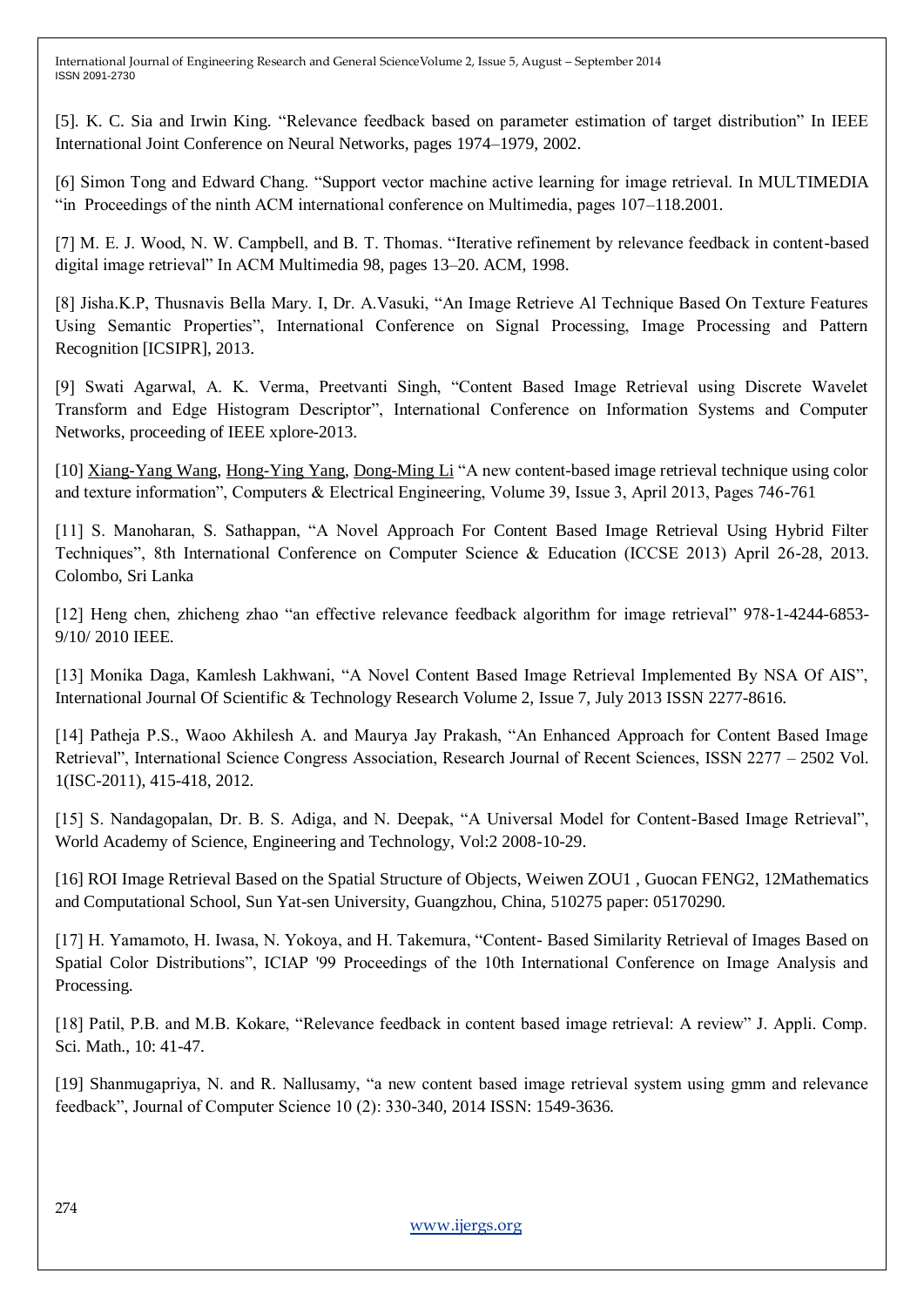[5]. K. C. Sia and Irwin King. “Relevance feedback based on parameter estimation of target distribution” In IEEE International Joint Conference on Neural Networks, pages 1974–1979, 2002.

[6] Simon Tong and Edward Chang. “Support vector machine active learning for image retrieval. In MULTIMEDIA “in Proceedings of the ninth ACM international conference on Multimedia, pages 107–118.2001.

[7] M. E. J. Wood, N. W. Campbell, and B. T. Thomas. “Iterative refinement by relevance feedback in content-based digital image retrieval” In ACM Multimedia 98, pages 13–20. ACM, 1998.

[8] Jisha.K.P, Thusnavis Bella Mary. I, Dr. A.Vasuki, “An Image Retrieve Al Technique Based On Texture Features Using Semantic Properties”, International Conference on Signal Processing, Image Processing and Pattern Recognition [ICSIPR], 2013.

[9] Swati Agarwal, A. K. Verma, Preetvanti Singh, “Content Based Image Retrieval using Discrete Wavelet Transform and Edge Histogram Descriptor”, International Conference on Information Systems and Computer Networks, proceeding of IEEE xplore-2013.

[10] Xiang-Yang Wang, Hong-Ying Yang, Dong-Ming Li “A new content-based image retrieval technique using color and texture information”, Computers & Electrical Engineering, Volume 39, Issue 3, April 2013, Pages 746-761

[11] S. Manoharan, S. Sathappan, “A Novel Approach For Content Based Image Retrieval Using Hybrid Filter Techniques”, 8th International Conference on Computer Science & Education (ICCSE 2013) April 26-28, 2013. Colombo, Sri Lanka

[12] Heng chen, zhicheng zhao “an effective relevance feedback algorithm for image retrieval” 978-1-4244-6853-9/10/ 2010 IEEE.

[13] Monika Daga, Kamlesh Lakhwani, “A Novel Content Based Image Retrieval Implemented By NSA Of AIS”, International Journal Of Scientific & Technology Research Volume 2, Issue 7, July 2013 ISSN 2277-8616.

[14] Patheja P.S., Waoo Akhilesh A. and Maurya Jay Prakash, “An Enhanced Approach for Content Based Image Retrieval”, International Science Congress Association, Research Journal of Recent Sciences, ISSN 2277 – 2502 Vol. 1(ISC-2011), 415-418, 2012.

[15] S. Nandagopalan, Dr. B. S. Adiga, and N. Deepak, “A Universal Model for Content-Based Image Retrieval”, World Academy of Science, Engineering and Technology, Vol:2 2008-10-29.

[16] ROI Image Retrieval Based on the Spatial Structure of Objects, Weiwen ZOU1 , Guocan FENG2, 12Mathematics and Computational School, Sun Yat-sen University, Guangzhou, China, 510275 paper: 05170290.

[17] H. Yamamoto, H. Iwasa, N. Yokoya, and H. Takemura, “Content- Based Similarity Retrieval of Images Based on Spatial Color Distributions”, ICIAP '99 Proceedings of the 10th International Conference on Image Analysis and Processing.

[18] Patil, P.B. and M.B. Kokare, “Relevance feedback in content based image retrieval: A review” J. Appli. Comp. Sci. Math., 10: 41-47.

[19] Shanmugapriya, N. and R. Nallusamy, “a new content based image retrieval system using gmm and relevance feedback”, Journal of Computer Science 10 (2): 330-340, 2014 ISSN: 1549-3636.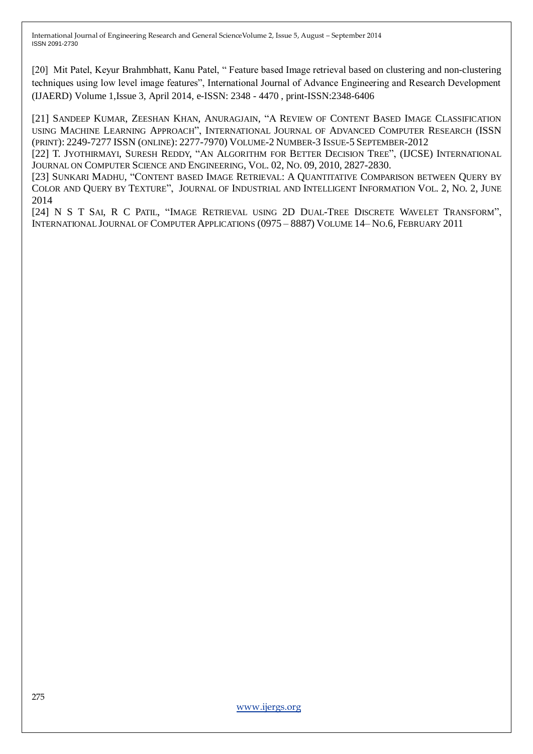[20] Mit Patel, Keyur Brahmbhatt, Kanu Patel, " Feature based Image retrieval based on clustering and non-clustering techniques using low level image features", International Journal of Advance Engineering and Research Development (IJAERD) Volume 1,Issue 3, April 2014, e-ISSN: 2348 - 4470 , print-ISSN:2348-6406

[21] Sandeep Kumar, Zeeshan Khan, Anuragjain, "A Review of Content Based Image Classification using Machine Learning Approach", International Journal of Advanced Computer Research (ISSN (print): 2249-7277 ISSN (online): 2277-7970) Volume-2 Number-3 Issue-5 September-2012

[22] T. Jyothirmayi, Suresh Reddy, "An Algorithm for Better Decision Tree", (IJCSE) International Journal on Computer Science and Engineering, Vol. 02, No. 09, 2010, 2827-2830.

[23] Sunkari Madhu, "Content based Image Retrieval: A Quantitative Comparison between Query by Color and Query by Texture", Journal of Industrial and Intelligent Information Vol. 2, No. 2, June 2014

[24] N S T Sai, R C Patil, "Image Retrieval using 2D Dual-Tree Discrete Wavelet Transform", International Journal of Computer Applications (0975 – 8887) Volume 14– No.6, February 2011